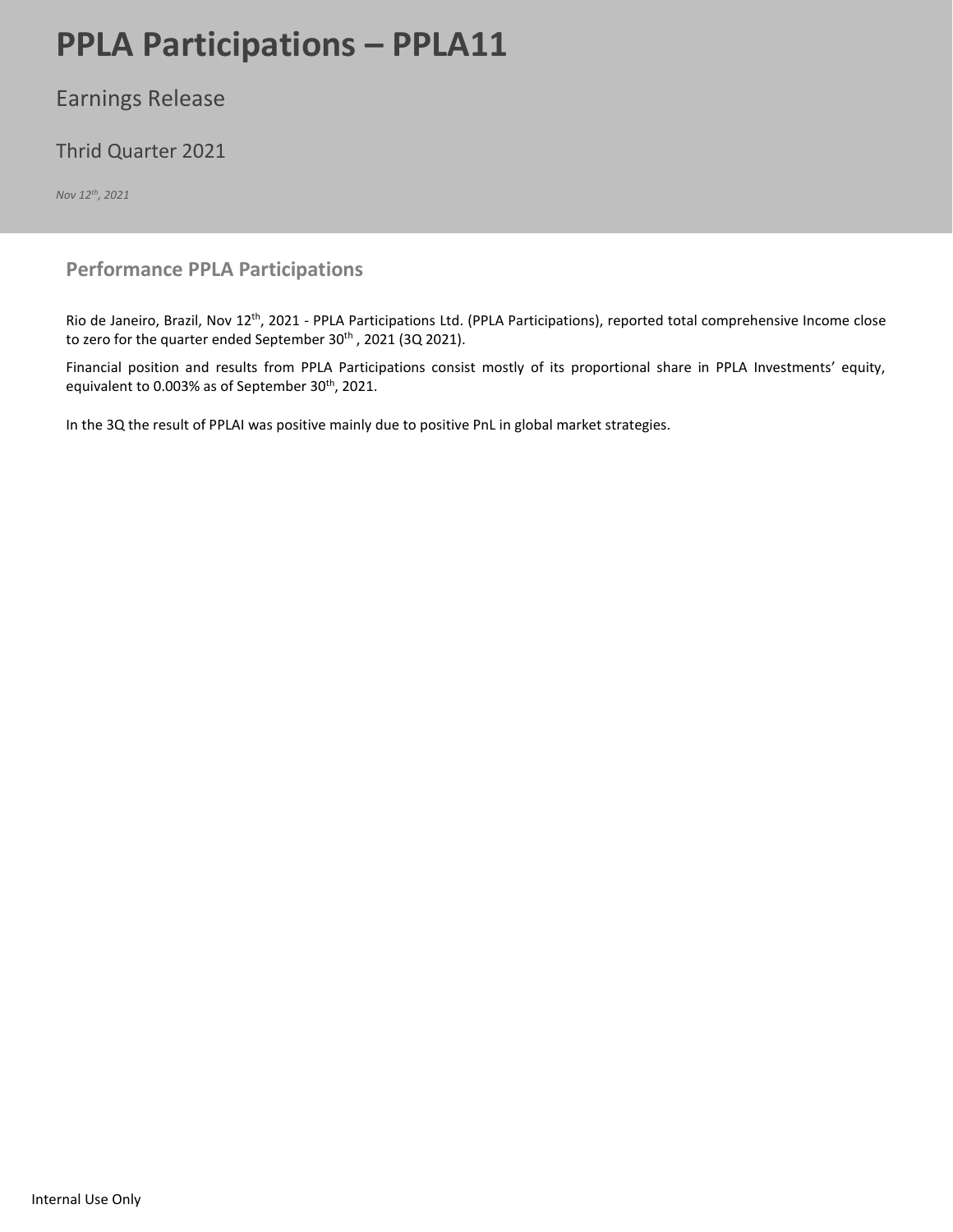# PPLA Participations – PPLA11

Earnings Release

Thrid Quarter 2021

*Nov 12th, 2021*

## Performance PPLA Participations

Rio de Janeiro, Brazil, Nov 12th, 2021 - PPLA Participations Ltd. (PPLA Participations), reported total comprehensive Income close to zero for the quarter ended September 30th , 2021 (3Q 2021).

Financial position and results from PPLA Participations consist mostly of its proportional share in PPLA Investments' equity, equivalent to 0.003% as of September 30th, 2021.

In the 3Q the result of PPLAI was positive mainly due to positive PnL in global market strategies.

Internal Use Only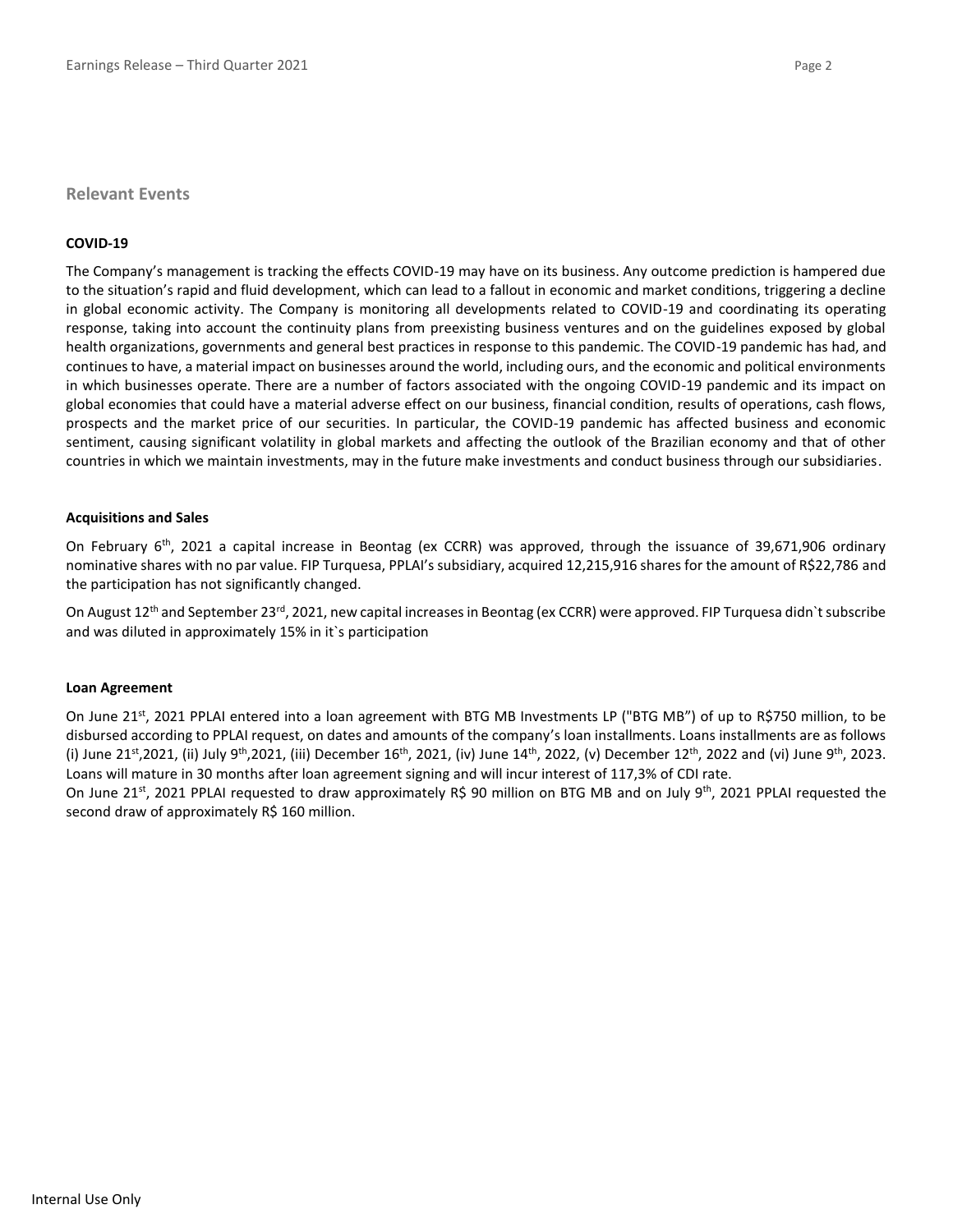## Relevant Events

### COVID-19

The Company's management is tracking the effects COVID-19 may have on its business. Any outcome prediction is hampered due to the situation's rapid and fluid development, which can lead to a fallout in economic and market conditions, triggering a decline in global economic activity. The Company is monitoring all developments related to COVID-19 and coordinating its operating response, taking into account the continuity plans from preexisting business ventures and on the guidelines exposed by global health organizations, governments and general best practices in response to this pandemic. The COVID-19 pandemic has had, and continues to have, a material impact on businesses around the world, including ours, and the economic and political environments in which businesses operate. There are a number of factors associated with the ongoing COVID-19 pandemic and its impact on global economies that could have a material adverse effect on our business, financial condition, results of operations, cash flows, prospects and the market price of our securities. In particular, the COVID-19 pandemic has affected business and economic sentiment, causing significant volatility in global markets and affecting the outlook of the Brazilian economy and that of other countries in which we maintain investments, may in the future make investments and conduct business through our subsidiaries.

### Acquisitions and Sales

On February 6th, 2021 a capital increase in Beontag (ex CCRR) was approved, through the issuance of 39,671,906 ordinary nominative shares with no par value. FIP Turquesa, PPLAI's subsidiary, acquired 12,215,916 shares for the amount of R$22,786 and the participation has not significantly changed.

On August 12th and September 23rd, 2021, new capital increases in Beontag (ex CCRR) were approved. FIP Turquesa didn`t subscribe and was diluted in approximately 15% in it`s participation

### Loan Agreement

On June 21st, 2021 PPLAI entered into a loan agreement with BTG MB Investments LP ("BTG MB") of up to R$750 million, to be disbursed according to PPLAI request, on dates and amounts of the company's loan installments. Loans installments are as follows (i) June 21st,2021, (ii) July 9th,2021, (iii) December 16th, 2021, (iv) June 14th, 2022, (v) December 12th, 2022 and (vi) June 9th, 2023. Loans will mature in 30 months after loan agreement signing and will incur interest of 117,3% of CDI rate.

On June 21st, 2021 PPLAI requested to draw approximately R$ 90 million on BTG MB and on July 9th, 2021 PPLAI requested the second draw of approximately R$ 160 million.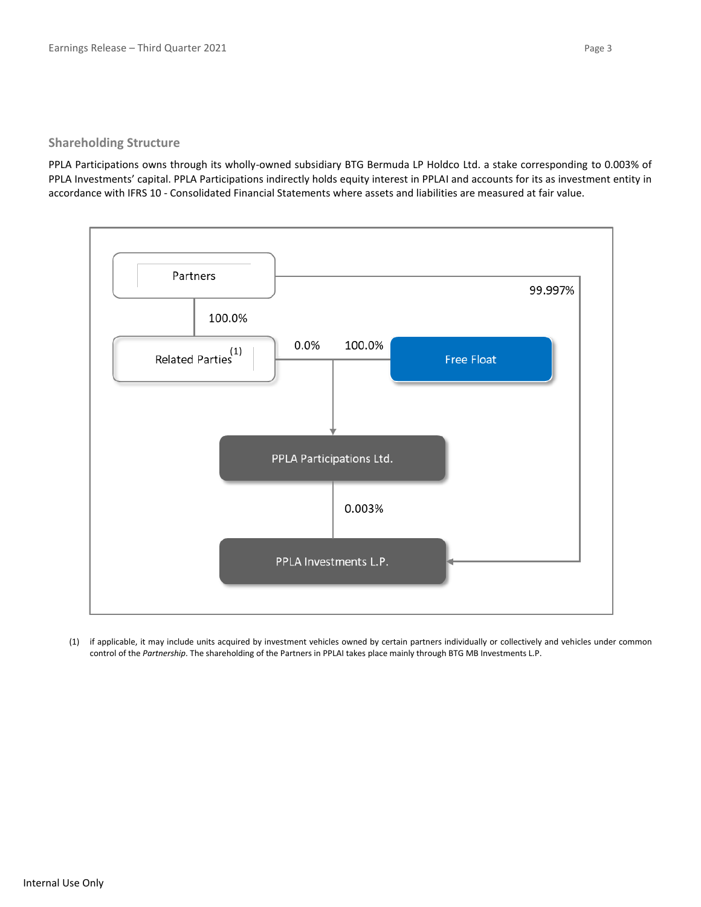## Shareholding Structure

PPLA Participations owns through its wholly-owned subsidiary BTG Bermuda LP Holdco Ltd. a stake corresponding to 0.003% of PPLA Investments' capital. PPLA Participations indirectly holds equity interest in PPLAI and accounts for its as investment entity in accordance with IFRS 10 - Consolidated Financial Statements where assets and liabilities are measured at fair value.

Partners

100.0%

99.997%

Related Parties[1]

0.0%

100.0%

Free Float

PPLA Participations Ltd.

0.003%

PPLA Investments L.P.

(1) if applicable, it may include units acquired by investment vehicles owned by certain partners individually or collectively and vehicles under common control of the *Partnership*. The shareholding of the Partners in PPLAI takes place mainly through BTG MB Investments L.P.

Internal Use Only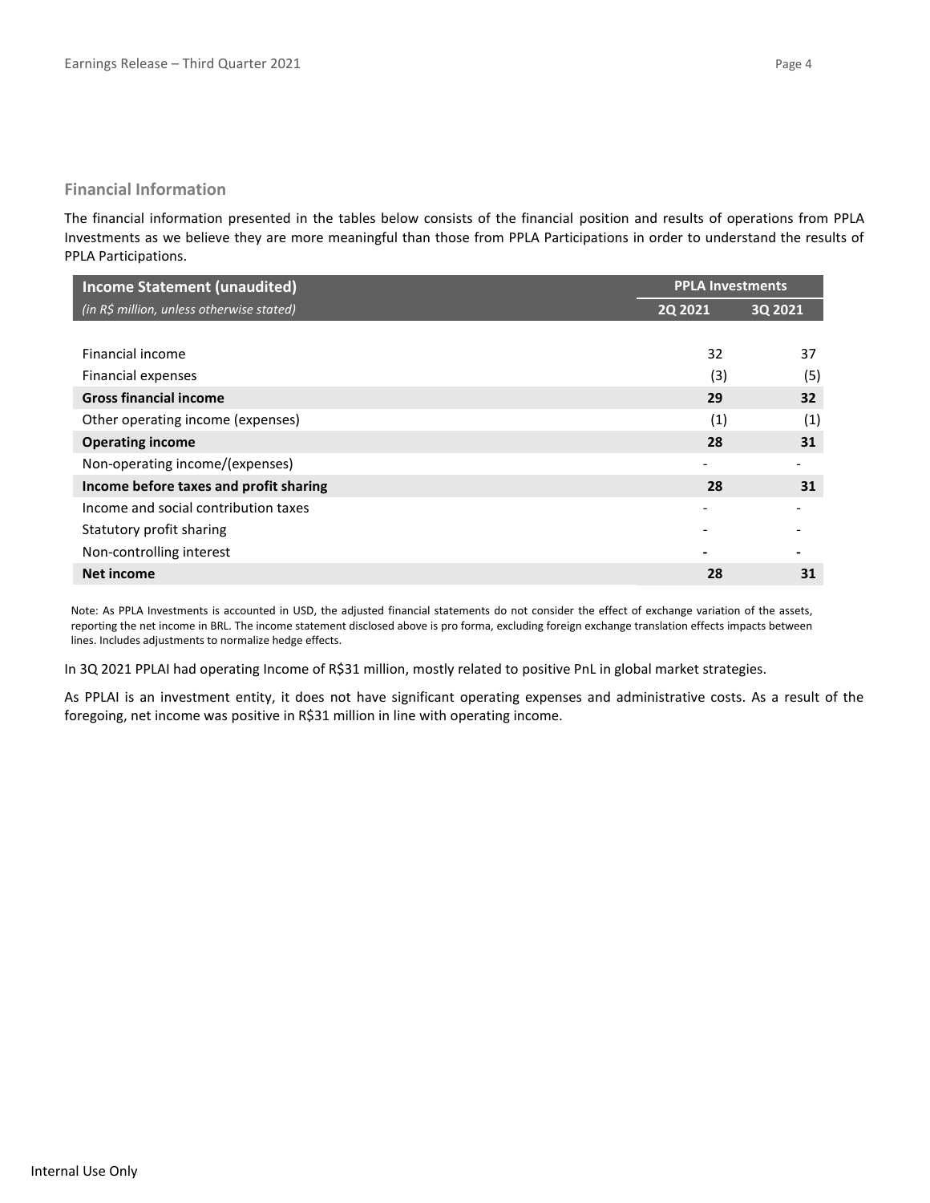## Financial Information

The financial information presented in the tables below consists of the financial position and results of operations from PPLA Investments as we believe they are more meaningful than those from PPLA Participations in order to understand the results of PPLA Participations.

| **Income Statement (unaudited)** | **PPLA Investments** | |
|---|---|---|
| *(in R$ million, unless otherwise stated)* | **2Q 2021** | **3Q 2021** |
| Financial income | 32 | 37 |
| Financial expenses | (3) | (5) |
| **Gross financial income** | **29** | **32** |
| Other operating income (expenses) | (1) | (1) |
| **Operating income** | **28** | **31** |
| Non-operating income/(expenses) | - | - |
| **Income before taxes and profit sharing** | **28** | **31** |
| Income and social contribution taxes | - | - |
| Statutory profit sharing | - | - |
| Non-controlling interest | - | - |
| **Net income** | **28** | **31** |

Note: As PPLA Investments is accounted in USD, the adjusted financial statements do not consider the effect of exchange variation of the assets, reporting the net income in BRL. The income statement disclosed above is pro forma, excluding foreign exchange translation effects impacts between lines. Includes adjustments to normalize hedge effects.

In 3Q 2021 PPLAI had operating Income of R$31 million, mostly related to positive PnL in global market strategies.

As PPLAI is an investment entity, it does not have significant operating expenses and administrative costs. As a result of the foregoing, net income was positive in R$31 million in line with operating income.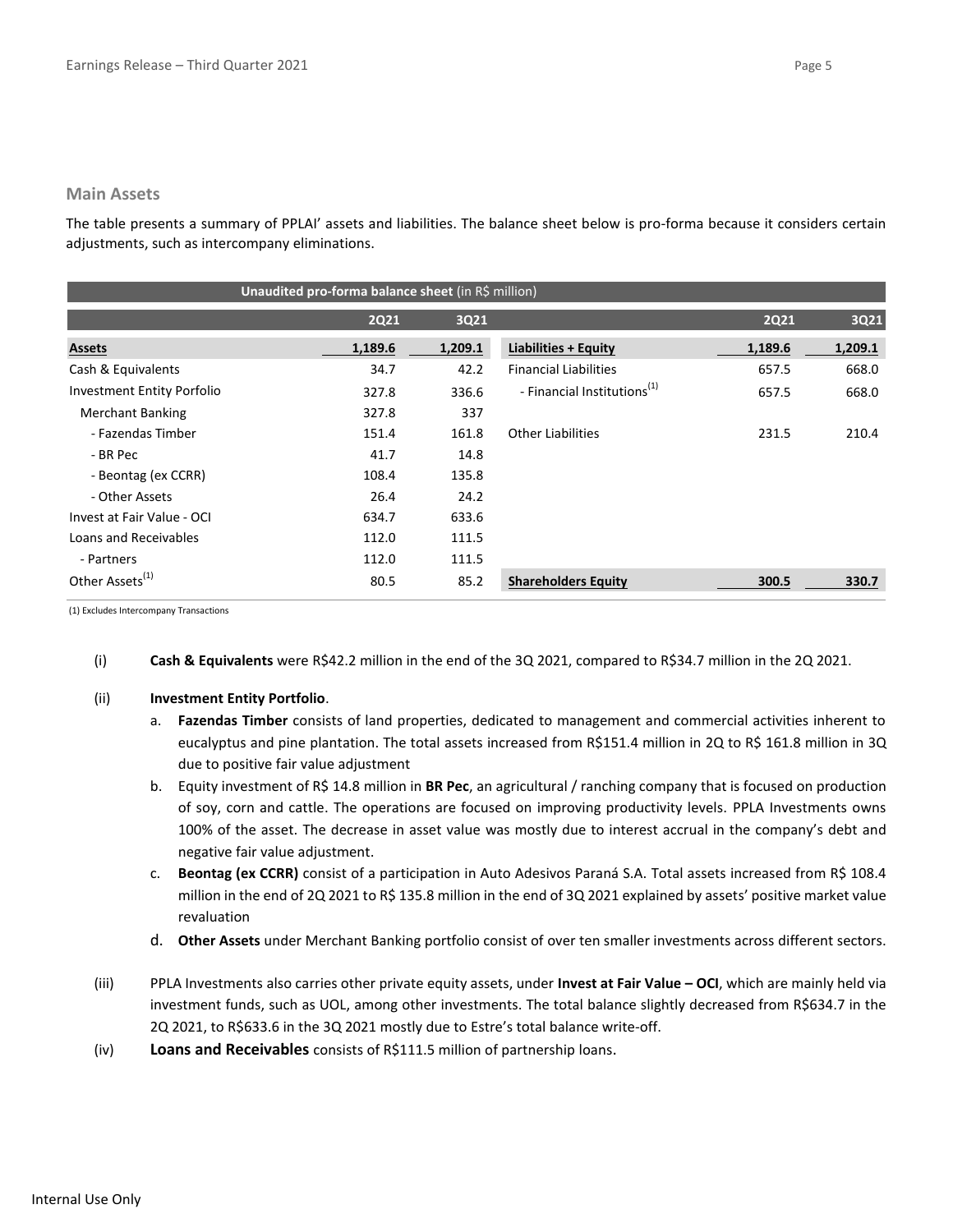## Main Assets

The table presents a summary of PPLAI' assets and liabilities. The balance sheet below is pro-forma because it considers certain adjustments, such as intercompany eliminations.

| **Unaudited pro-forma balance sheet** (in R$ million) | | | | | |
|---|---|---|---|---|---|
| | **2Q21** | **3Q21** | | **2Q21** | **3Q21** |
| **Assets** | **1,189.6** | **1,209.1** | **Liabilities + Equity** | **1,189.6** | **1,209.1** |
| Cash & Equivalents | 34.7 | 42.2 | Financial Liabilities | 657.5 | 668.0 |
| Investment Entity Porfolio | 327.8 | 336.6 | - Financial Institutions[1] | 657.5 | 668.0 |
| Merchant Banking | 327.8 | 337 | | | |
| - Fazendas Timber | 151.4 | 161.8 | Other Liabilities | 231.5 | 210.4 |
| - BR Pec | 41.7 | 14.8 | | | |
| - Beontag (ex CCRR) | 108.4 | 135.8 | | | |
| - Other Assets | 26.4 | 24.2 | | | |
| Invest at Fair Value - OCI | 634.7 | 633.6 | | | |
| Loans and Receivables | 112.0 | 111.5 | | | |
| - Partners | 112.0 | 111.5 | | | |
| Other Assets[1] | 80.5 | 85.2 | **Shareholders Equity** | **300.5** | **330.7** |

(1) Excludes Intercompany Transactions

(i) **Cash & Equivalents** were R$42.2 million in the end of the 3Q 2021, compared to R$34.7 million in the 2Q 2021.

(ii) **Investment Entity Portfolio**.

a. **Fazendas Timber** consists of land properties, dedicated to management and commercial activities inherent to eucalyptus and pine plantation. The total assets increased from R$151.4 million in 2Q to R$ 161.8 million in 3Q due to positive fair value adjustment

b. Equity investment of R$ 14.8 million in **BR Pec**, an agricultural / ranching company that is focused on production of soy, corn and cattle. The operations are focused on improving productivity levels. PPLA Investments owns 100% of the asset. The decrease in asset value was mostly due to interest accrual in the company's debt and negative fair value adjustment.

c. **Beontag (ex CCRR)** consist of a participation in Auto Adesivos Paraná S.A. Total assets increased from R$ 108.4 million in the end of 2Q 2021 to R$ 135.8 million in the end of 3Q 2021 explained by assets' positive market value revaluation

d. **Other Assets** under Merchant Banking portfolio consist of over ten smaller investments across different sectors.

(iii) PPLA Investments also carries other private equity assets, under **Invest at Fair Value – OCI**, which are mainly held via investment funds, such as UOL, among other investments. The total balance slightly decreased from R$634.7 in the 2Q 2021, to R$633.6 in the 3Q 2021 mostly due to Estre's total balance write-off.

(iv) **Loans and Receivables** consists of R$111.5 million of partnership loans.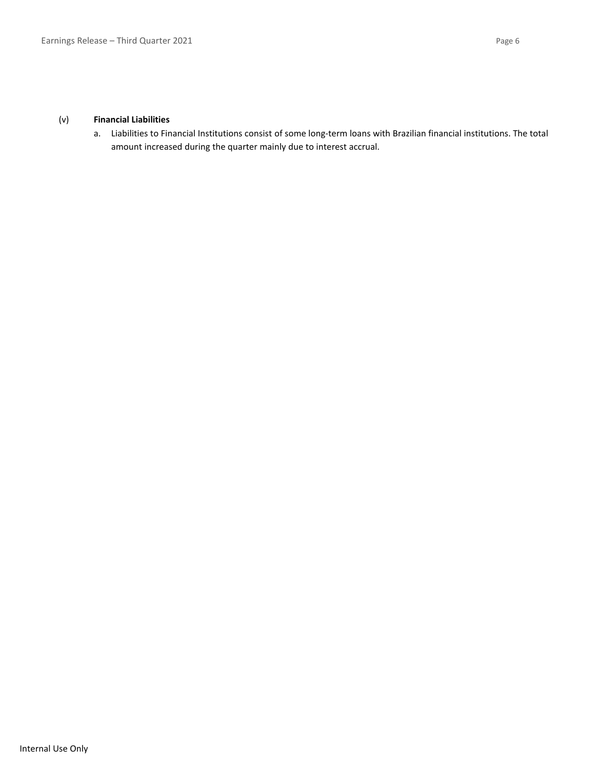(v) **Financial Liabilities**

a. Liabilities to Financial Institutions consist of some long-term loans with Brazilian financial institutions. The total amount increased during the quarter mainly due to interest accrual.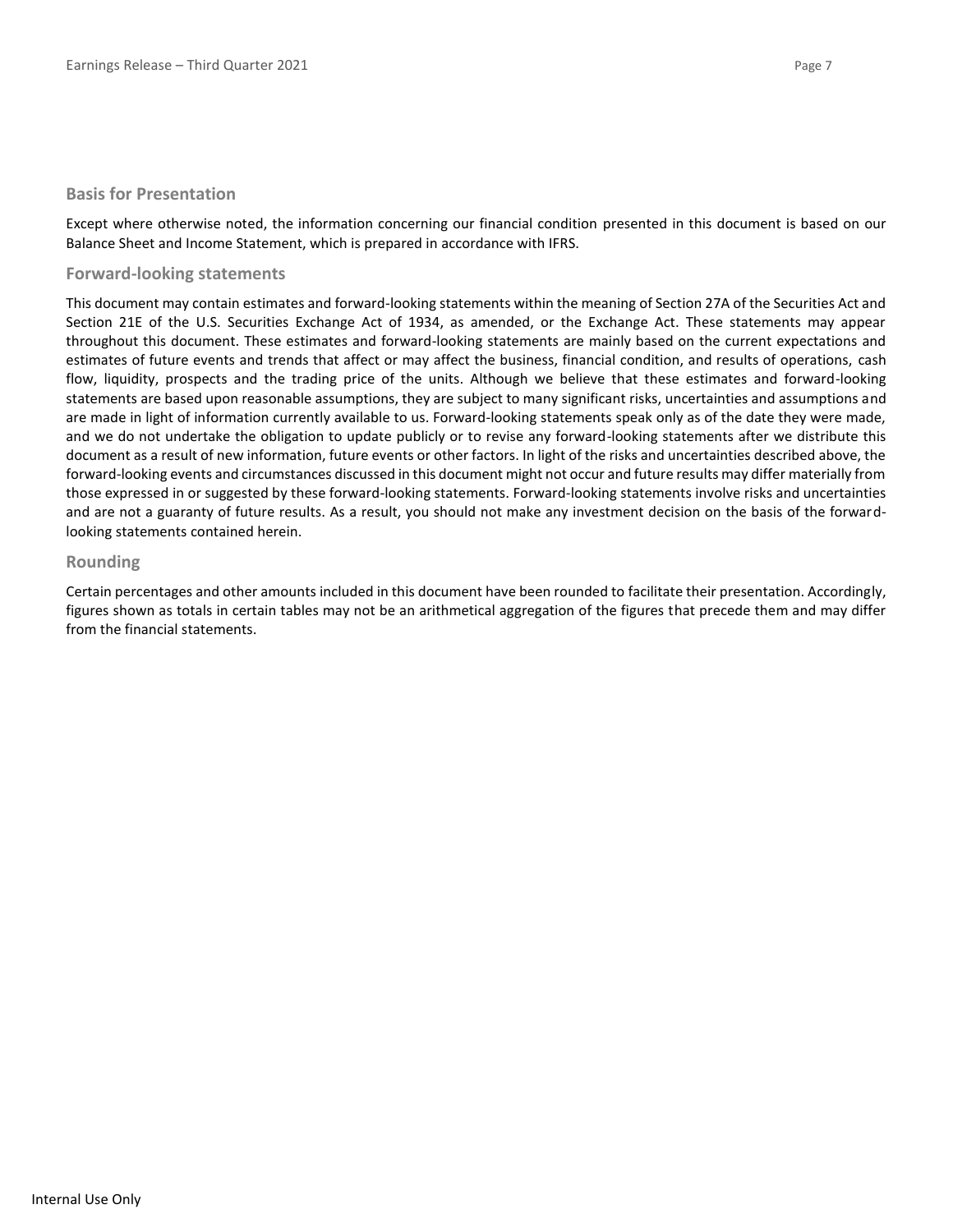## Basis for Presentation

Except where otherwise noted, the information concerning our financial condition presented in this document is based on our Balance Sheet and Income Statement, which is prepared in accordance with IFRS.

## Forward-looking statements

This document may contain estimates and forward-looking statements within the meaning of Section 27A of the Securities Act and Section 21E of the U.S. Securities Exchange Act of 1934, as amended, or the Exchange Act. These statements may appear throughout this document. These estimates and forward-looking statements are mainly based on the current expectations and estimates of future events and trends that affect or may affect the business, financial condition, and results of operations, cash flow, liquidity, prospects and the trading price of the units. Although we believe that these estimates and forward-looking statements are based upon reasonable assumptions, they are subject to many significant risks, uncertainties and assumptions and are made in light of information currently available to us. Forward-looking statements speak only as of the date they were made, and we do not undertake the obligation to update publicly or to revise any forward-looking statements after we distribute this document as a result of new information, future events or other factors. In light of the risks and uncertainties described above, the forward-looking events and circumstances discussed in this document might not occur and future results may differ materially from those expressed in or suggested by these forward-looking statements. Forward-looking statements involve risks and uncertainties and are not a guaranty of future results. As a result, you should not make any investment decision on the basis of the forward-looking statements contained herein.

## Rounding

Certain percentages and other amounts included in this document have been rounded to facilitate their presentation. Accordingly, figures shown as totals in certain tables may not be an arithmetical aggregation of the figures that precede them and may differ from the financial statements.

Internal Use Only